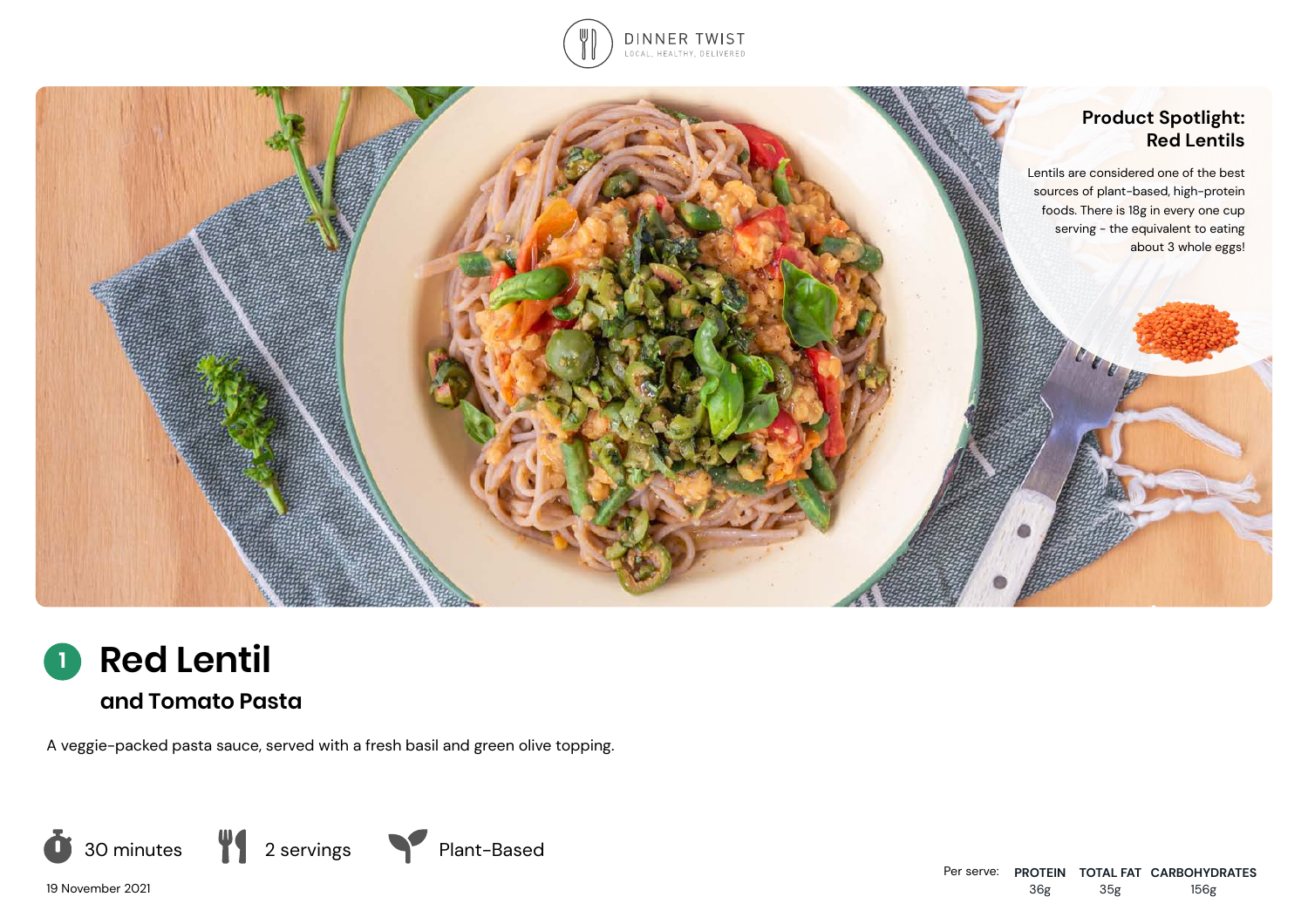DINNER TWIST

LOCAL, HEALTHY, DELIVERED

## Product Spotlight: Red Lentils

Lentils are considered one of the best sources of plant-based, high-protein foods. There is 18g in every one cup serving - the equivalent to eating about 3 whole eggs!

# 1 Red Lentil

### and Tomato Pasta

A veggie-packed pasta sauce, served with a fresh basil and green olive topping.

30 minutes | 2 servings | Plant-Based

19 November 2021

| Per serve: | PROTEIN | TOTAL FAT | CARBOHYDRATES |
|---|---|---|---|
| | 36g | 35g | 156g |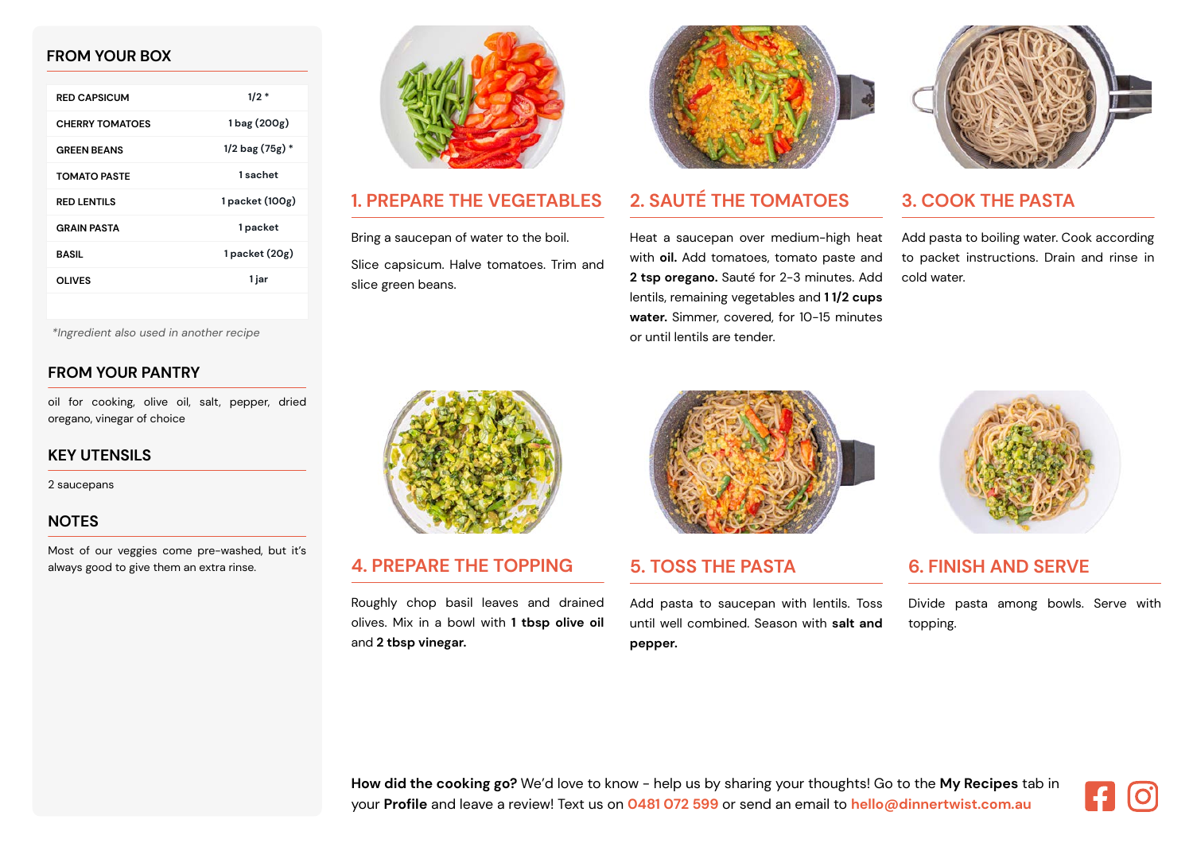## FROM YOUR BOX

| | |
|---|---|
| RED CAPSICUM | 1/2 * |
| CHERRY TOMATOES | 1 bag (200g) |
| GREEN BEANS | 1/2 bag (75g) * |
| TOMATO PASTE | 1 sachet |
| RED LENTILS | 1 packet (100g) |
| GRAIN PASTA | 1 packet |
| BASIL | 1 packet (20g) |
| OLIVES | 1 jar |

*\*Ingredient also used in another recipe*

## FROM YOUR PANTRY

oil for cooking, olive oil, salt, pepper, dried oregano, vinegar of choice

## KEY UTENSILS

2 saucepans

## NOTES

Most of our veggies come pre-washed, but it's always good to give them an extra rinse.

## 1. PREPARE THE VEGETABLES

Bring a saucepan of water to the boil.

Slice capsicum. Halve tomatoes. Trim and slice green beans.

## 2. SAUTÉ THE TOMATOES

Heat a saucepan over medium-high heat with **oil.** Add tomatoes, tomato paste and **2 tsp oregano.** Sauté for 2-3 minutes. Add lentils, remaining vegetables and **1 1/2 cups water.** Simmer, covered, for 10-15 minutes or until lentils are tender.

## 3. COOK THE PASTA

Add pasta to boiling water. Cook according to packet instructions. Drain and rinse in cold water.

## 4. PREPARE THE TOPPING

Roughly chop basil leaves and drained olives. Mix in a bowl with **1 tbsp olive oil** and **2 tbsp vinegar.**

## 5. TOSS THE PASTA

Add pasta to saucepan with lentils. Toss until well combined. Season with **salt and pepper.**

## 6. FINISH AND SERVE

Divide pasta among bowls. Serve with topping.

**How did the cooking go?** We'd love to know - help us by sharing your thoughts! Go to the **My Recipes** tab in your **Profile** and leave a review! Text us on 0481 072 599 or send an email to hello@dinnertwist.com.au